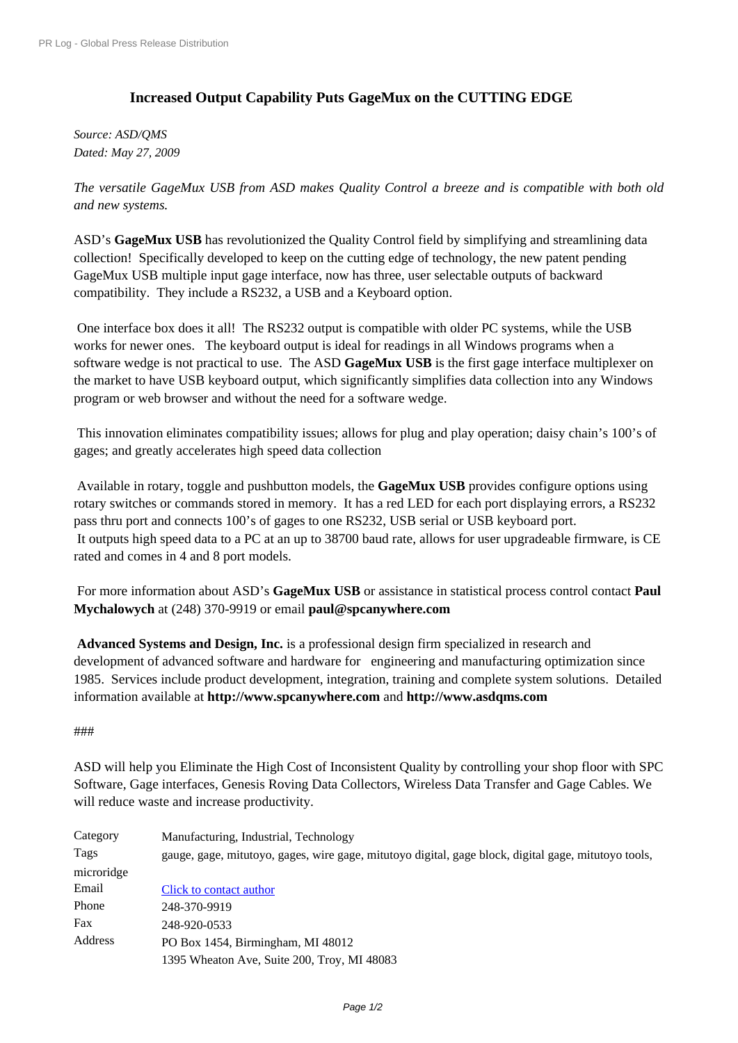# Increased Output Capability Puts GageMux on the CUTTING EDGE

*Source: ASD/QMS*
*Dated: May 27, 2009*

*The versatile GageMux USB from ASD makes Quality Control a breeze and is compatible with both old and new systems.*

ASD's **GageMux USB** has revolutionized the Quality Control field by simplifying and streamlining data collection! Specifically developed to keep on the cutting edge of technology, the new patent pending GageMux USB multiple input gage interface, now has three, user selectable outputs of backward compatibility. They include a RS232, a USB and a Keyboard option.

One interface box does it all! The RS232 output is compatible with older PC systems, while the USB works for newer ones. The keyboard output is ideal for readings in all Windows programs when a software wedge is not practical to use. The ASD **GageMux USB** is the first gage interface multiplexer on the market to have USB keyboard output, which significantly simplifies data collection into any Windows program or web browser and without the need for a software wedge.

This innovation eliminates compatibility issues; allows for plug and play operation; daisy chain's 100's of gages; and greatly accelerates high speed data collection

Available in rotary, toggle and pushbutton models, the **GageMux USB** provides configure options using rotary switches or commands stored in memory. It has a red LED for each port displaying errors, a RS232 pass thru port and connects 100's of gages to one RS232, USB serial or USB keyboard port.
It outputs high speed data to a PC at an up to 38700 baud rate, allows for user upgradeable firmware, is CE rated and comes in 4 and 8 port models.

For more information about ASD's **GageMux USB** or assistance in statistical process control contact **Paul Mychalowych** at (248) 370-9919 or email **paul@spcanywhere.com**

**Advanced Systems and Design, Inc.** is a professional design firm specialized in research and development of advanced software and hardware for engineering and manufacturing optimization since 1985. Services include product development, integration, training and complete system solutions. Detailed information available at **http://www.spcanywhere.com** and **http://www.asdqms.com**

###

ASD will help you Eliminate the High Cost of Inconsistent Quality by controlling your shop floor with SPC Software, Gage interfaces, Genesis Roving Data Collectors, Wireless Data Transfer and Gage Cables. We will reduce waste and increase productivity.

| | |
|---|---|
| Category | Manufacturing, Industrial, Technology |
| Tags | gauge, gage, mitutoyo, gages, wire gage, mitutoyo digital, gage block, digital gage, mitutoyo tools, microridge |
| Email | Click to contact author |
| Phone | 248-370-9919 |
| Fax | 248-920-0533 |
| Address | PO Box 1454, Birmingham, MI 48012<br>1395 Wheaton Ave, Suite 200, Troy, MI 48083 |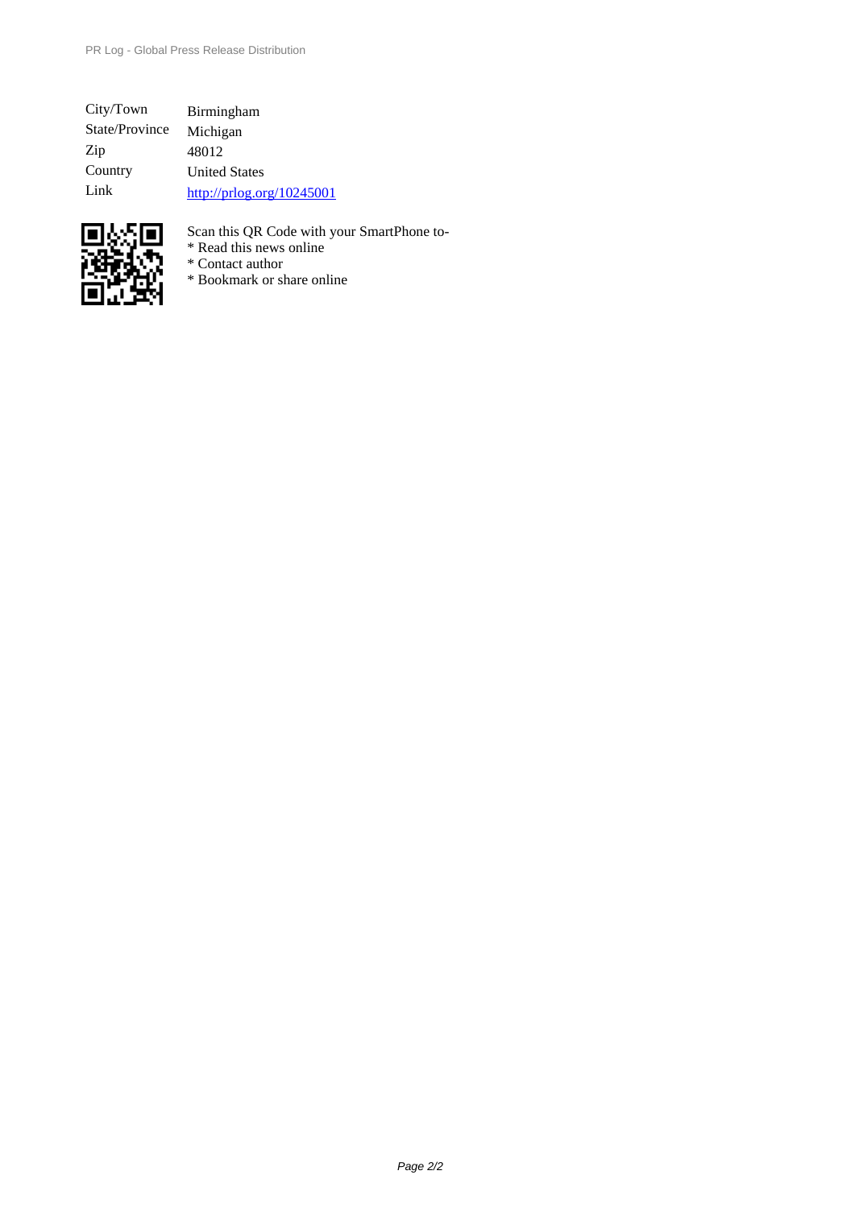| | |
|---|---|
| City/Town | Birmingham |
| State/Province | Michigan |
| Zip | 48012 |
| Country | United States |
| Link | http://prlog.org/10245001 |

Scan this QR Code with your SmartPhone to-
* Read this news online
* Contact author
* Bookmark or share online